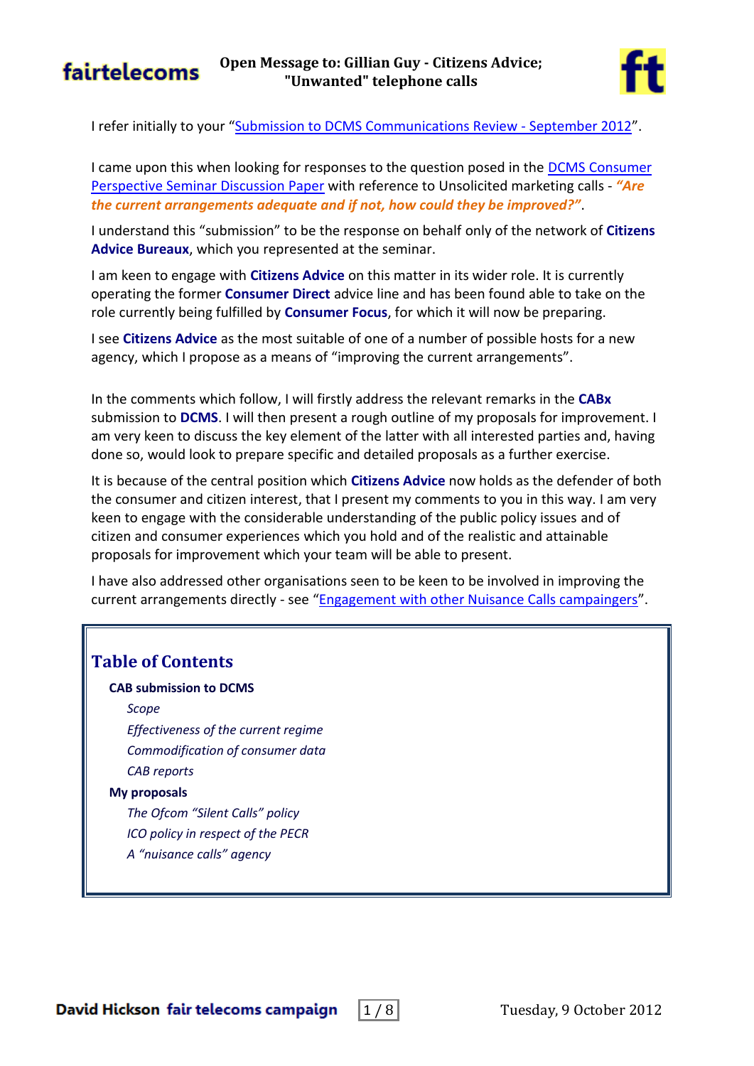# Open Message to: Gillian Guy - Citizens Advice; "Unwanted" telephone calls

I refer initially to your "Submission to DCMS Communications Review - September 2012".

I came upon this when looking for responses to the question posed in the DCMS Consumer Perspective Seminar Discussion Paper with reference to Unsolicited marketing calls - ***"Are the current arrangements adequate and if not, how could they be improved?"***.

I understand this "submission" to be the response on behalf only of the network of **Citizens Advice Bureaux**, which you represented at the seminar.

I am keen to engage with **Citizens Advice** on this matter in its wider role. It is currently operating the former **Consumer Direct** advice line and has been found able to take on the role currently being fulfilled by **Consumer Focus**, for which it will now be preparing.

I see **Citizens Advice** as the most suitable of one of a number of possible hosts for a new agency, which I propose as a means of "improving the current arrangements".

In the comments which follow, I will firstly address the relevant remarks in the **CABx** submission to **DCMS**. I will then present a rough outline of my proposals for improvement. I am very keen to discuss the key element of the latter with all interested parties and, having done so, would look to prepare specific and detailed proposals as a further exercise.

It is because of the central position which **Citizens Advice** now holds as the defender of both the consumer and citizen interest, that I present my comments to you in this way. I am very keen to engage with the considerable understanding of the public policy issues and of citizen and consumer experiences which you hold and of the realistic and attainable proposals for improvement which your team will be able to present.

I have also addressed other organisations seen to be keen to be involved in improving the current arrangements directly - see "Engagement with other Nuisance Calls campaigners".

## Table of Contents

**CAB submission to DCMS**

- *Scope*
- *Effectiveness of the current regime*
- *Commodification of consumer data*
- *CAB reports*

**My proposals**

- *The Ofcom "Silent Calls" policy*
- *ICO policy in respect of the PECR*
- *A "nuisance calls" agency*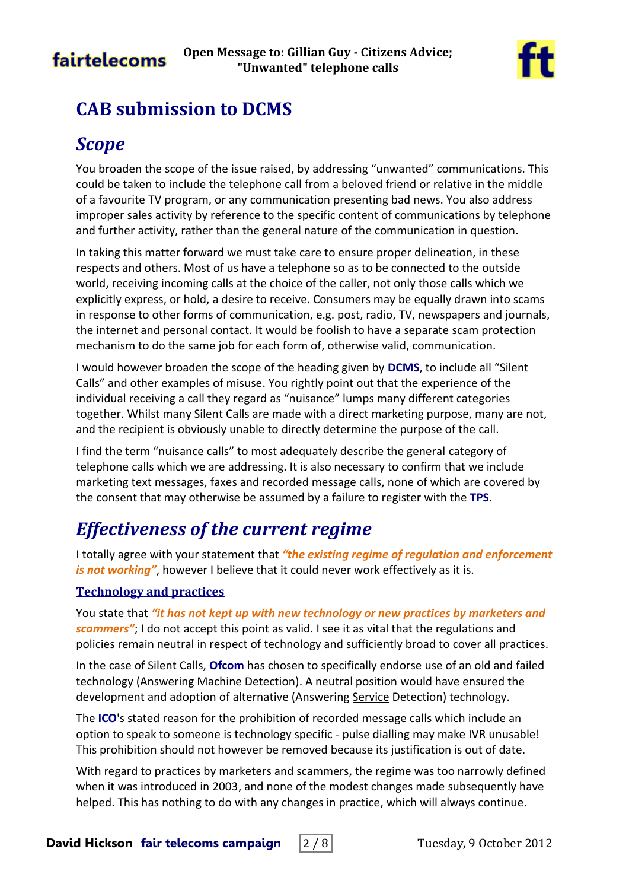## CAB submission to DCMS

### *Scope*

You broaden the scope of the issue raised, by addressing "unwanted" communications. This could be taken to include the telephone call from a beloved friend or relative in the middle of a favourite TV program, or any communication presenting bad news. You also address improper sales activity by reference to the specific content of communications by telephone and further activity, rather than the general nature of the communication in question.

In taking this matter forward we must take care to ensure proper delineation, in these respects and others. Most of us have a telephone so as to be connected to the outside world, receiving incoming calls at the choice of the caller, not only those calls which we explicitly express, or hold, a desire to receive. Consumers may be equally drawn into scams in response to other forms of communication, e.g. post, radio, TV, newspapers and journals, the internet and personal contact. It would be foolish to have a separate scam protection mechanism to do the same job for each form of, otherwise valid, communication.

I would however broaden the scope of the heading given by **DCMS**, to include all "Silent Calls" and other examples of misuse. You rightly point out that the experience of the individual receiving a call they regard as "nuisance" lumps many different categories together. Whilst many Silent Calls are made with a direct marketing purpose, many are not, and the recipient is obviously unable to directly determine the purpose of the call.

I find the term "nuisance calls" to most adequately describe the general category of telephone calls which we are addressing. It is also necessary to confirm that we include marketing text messages, faxes and recorded message calls, none of which are covered by the consent that may otherwise be assumed by a failure to register with the **TPS**.

### *Effectiveness of the current regime*

I totally agree with your statement that ***"the existing regime of regulation and enforcement is not working"***, however I believe that it could never work effectively as it is.

#### Technology and practices

You state that ***"it has not kept up with new technology or new practices by marketers and scammers"***; I do not accept this point as valid. I see it as vital that the regulations and policies remain neutral in respect of technology and sufficiently broad to cover all practices.

In the case of Silent Calls, **Ofcom** has chosen to specifically endorse use of an old and failed technology (Answering Machine Detection). A neutral position would have ensured the development and adoption of alternative (Answering Service Detection) technology.

The **ICO**'s stated reason for the prohibition of recorded message calls which include an option to speak to someone is technology specific - pulse dialling may make IVR unusable! This prohibition should not however be removed because its justification is out of date.

With regard to practices by marketers and scammers, the regime was too narrowly defined when it was introduced in 2003, and none of the modest changes made subsequently have helped. This has nothing to do with any changes in practice, which will always continue.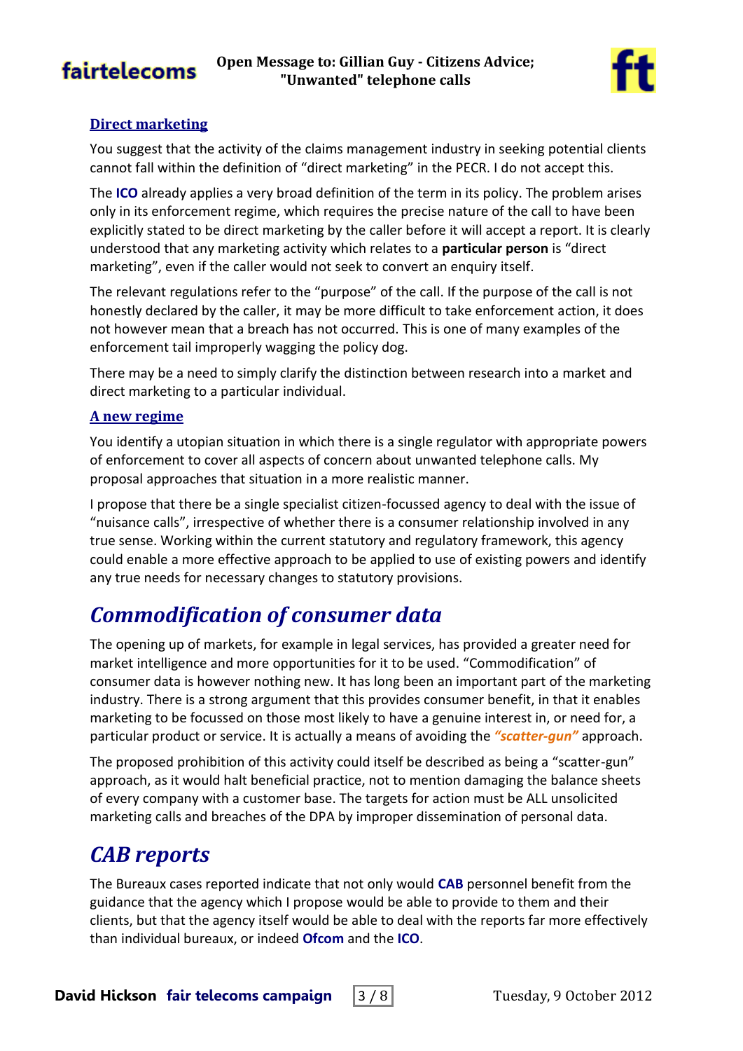### Direct marketing

You suggest that the activity of the claims management industry in seeking potential clients cannot fall within the definition of "direct marketing" in the PECR. I do not accept this.

The **ICO** already applies a very broad definition of the term in its policy. The problem arises only in its enforcement regime, which requires the precise nature of the call to have been explicitly stated to be direct marketing by the caller before it will accept a report. It is clearly understood that any marketing activity which relates to a **particular person** is "direct marketing", even if the caller would not seek to convert an enquiry itself.

The relevant regulations refer to the "purpose" of the call. If the purpose of the call is not honestly declared by the caller, it may be more difficult to take enforcement action, it does not however mean that a breach has not occurred. This is one of many examples of the enforcement tail improperly wagging the policy dog.

There may be a need to simply clarify the distinction between research into a market and direct marketing to a particular individual.

### A new regime

You identify a utopian situation in which there is a single regulator with appropriate powers of enforcement to cover all aspects of concern about unwanted telephone calls. My proposal approaches that situation in a more realistic manner.

I propose that there be a single specialist citizen-focussed agency to deal with the issue of "nuisance calls", irrespective of whether there is a consumer relationship involved in any true sense. Working within the current statutory and regulatory framework, this agency could enable a more effective approach to be applied to use of existing powers and identify any true needs for necessary changes to statutory provisions.

## *Commodification of consumer data*

The opening up of markets, for example in legal services, has provided a greater need for market intelligence and more opportunities for it to be used. "Commodification" of consumer data is however nothing new. It has long been an important part of the marketing industry. There is a strong argument that this provides consumer benefit, in that it enables marketing to be focussed on those most likely to have a genuine interest in, or need for, a particular product or service. It is actually a means of avoiding the ***"scatter-gun"*** approach.

The proposed prohibition of this activity could itself be described as being a "scatter-gun" approach, as it would halt beneficial practice, not to mention damaging the balance sheets of every company with a customer base. The targets for action must be ALL unsolicited marketing calls and breaches of the DPA by improper dissemination of personal data.

## *CAB reports*

The Bureaux cases reported indicate that not only would **CAB** personnel benefit from the guidance that the agency which I propose would be able to provide to them and their clients, but that the agency itself would be able to deal with the reports far more effectively than individual bureaux, or indeed **Ofcom** and the **ICO**.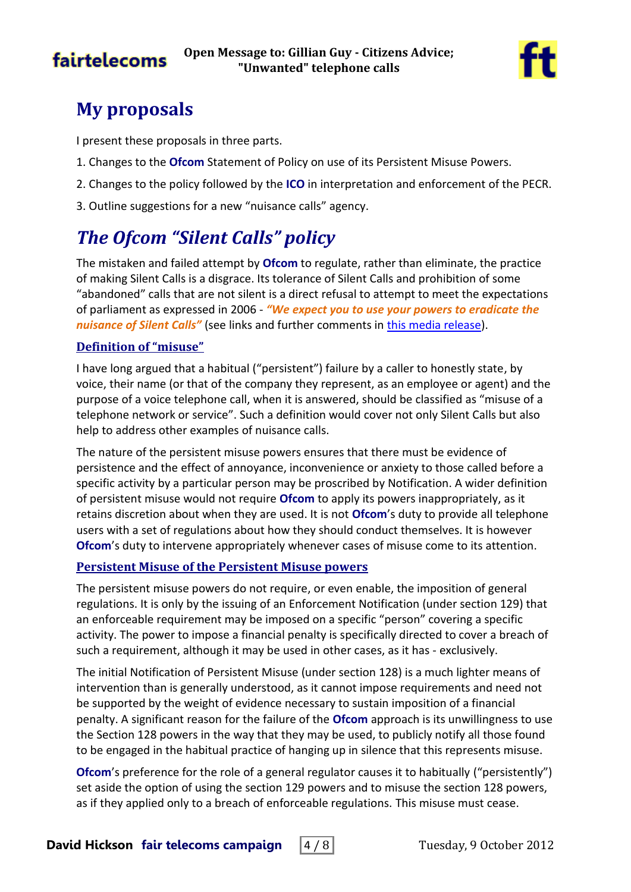## My proposals

I present these proposals in three parts.

1. Changes to the **Ofcom** Statement of Policy on use of its Persistent Misuse Powers.
2. Changes to the policy followed by the **ICO** in interpretation and enforcement of the PECR.
3. Outline suggestions for a new "nuisance calls" agency.

## *The Ofcom "Silent Calls" policy*

The mistaken and failed attempt by **Ofcom** to regulate, rather than eliminate, the practice of making Silent Calls is a disgrace. Its tolerance of Silent Calls and prohibition of some "abandoned" calls that are not silent is a direct refusal to attempt to meet the expectations of parliament as expressed in 2006 - ***"We expect you to use your powers to eradicate the nuisance of Silent Calls"*** (see links and further comments in this media release).

### Definition of "misuse"

I have long argued that a habitual ("persistent") failure by a caller to honestly state, by voice, their name (or that of the company they represent, as an employee or agent) and the purpose of a voice telephone call, when it is answered, should be classified as "misuse of a telephone network or service". Such a definition would cover not only Silent Calls but also help to address other examples of nuisance calls.

The nature of the persistent misuse powers ensures that there must be evidence of persistence and the effect of annoyance, inconvenience or anxiety to those called before a specific activity by a particular person may be proscribed by Notification. A wider definition of persistent misuse would not require **Ofcom** to apply its powers inappropriately, as it retains discretion about when they are used. It is not **Ofcom**'s duty to provide all telephone users with a set of regulations about how they should conduct themselves. It is however **Ofcom**'s duty to intervene appropriately whenever cases of misuse come to its attention.

### Persistent Misuse of the Persistent Misuse powers

The persistent misuse powers do not require, or even enable, the imposition of general regulations. It is only by the issuing of an Enforcement Notification (under section 129) that an enforceable requirement may be imposed on a specific "person" covering a specific activity. The power to impose a financial penalty is specifically directed to cover a breach of such a requirement, although it may be used in other cases, as it has - exclusively.

The initial Notification of Persistent Misuse (under section 128) is a much lighter means of intervention than is generally understood, as it cannot impose requirements and need not be supported by the weight of evidence necessary to sustain imposition of a financial penalty. A significant reason for the failure of the **Ofcom** approach is its unwillingness to use the Section 128 powers in the way that they may be used, to publicly notify all those found to be engaged in the habitual practice of hanging up in silence that this represents misuse.

**Ofcom**'s preference for the role of a general regulator causes it to habitually ("persistently") set aside the option of using the section 129 powers and to misuse the section 128 powers, as if they applied only to a breach of enforceable regulations. This misuse must cease.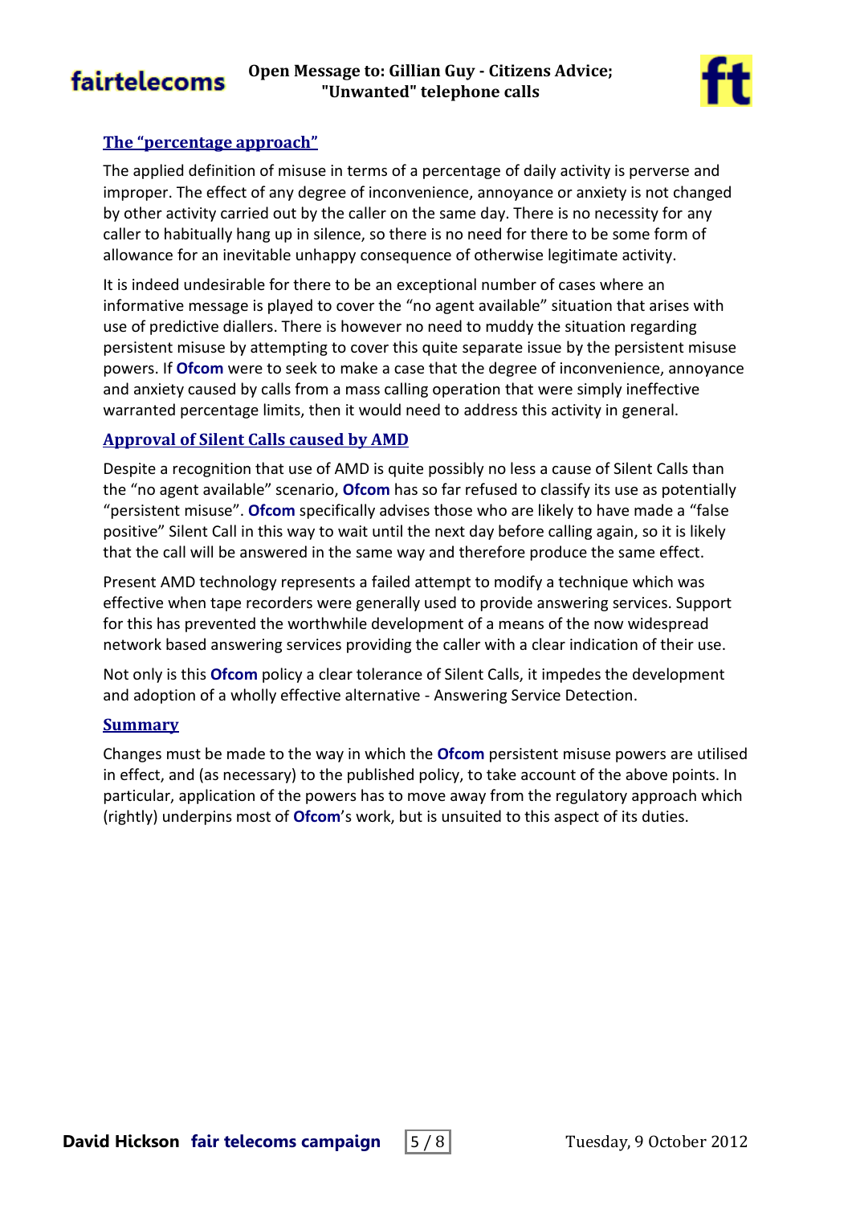## The "percentage approach"

The applied definition of misuse in terms of a percentage of daily activity is perverse and improper. The effect of any degree of inconvenience, annoyance or anxiety is not changed by other activity carried out by the caller on the same day. There is no necessity for any caller to habitually hang up in silence, so there is no need for there to be some form of allowance for an inevitable unhappy consequence of otherwise legitimate activity.

It is indeed undesirable for there to be an exceptional number of cases where an informative message is played to cover the "no agent available" situation that arises with use of predictive diallers. There is however no need to muddy the situation regarding persistent misuse by attempting to cover this quite separate issue by the persistent misuse powers. If **Ofcom** were to seek to make a case that the degree of inconvenience, annoyance and anxiety caused by calls from a mass calling operation that were simply ineffective warranted percentage limits, then it would need to address this activity in general.

## Approval of Silent Calls caused by AMD

Despite a recognition that use of AMD is quite possibly no less a cause of Silent Calls than the "no agent available" scenario, **Ofcom** has so far refused to classify its use as potentially "persistent misuse". **Ofcom** specifically advises those who are likely to have made a "false positive" Silent Call in this way to wait until the next day before calling again, so it is likely that the call will be answered in the same way and therefore produce the same effect.

Present AMD technology represents a failed attempt to modify a technique which was effective when tape recorders were generally used to provide answering services. Support for this has prevented the worthwhile development of a means of the now widespread network based answering services providing the caller with a clear indication of their use.

Not only is this **Ofcom** policy a clear tolerance of Silent Calls, it impedes the development and adoption of a wholly effective alternative - Answering Service Detection.

## Summary

Changes must be made to the way in which the **Ofcom** persistent misuse powers are utilised in effect, and (as necessary) to the published policy, to take account of the above points. In particular, application of the powers has to move away from the regulatory approach which (rightly) underpins most of **Ofcom**'s work, but is unsuited to this aspect of its duties.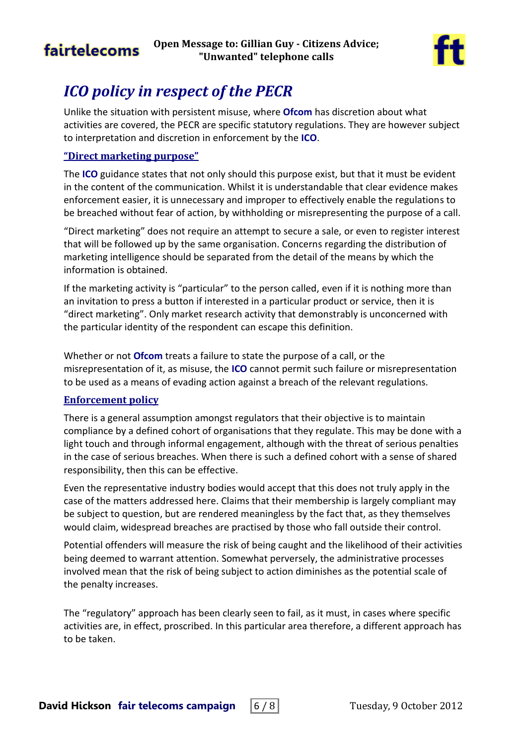## ICO policy in respect of the PECR

Unlike the situation with persistent misuse, where **Ofcom** has discretion about what activities are covered, the PECR are specific statutory regulations. They are however subject to interpretation and discretion in enforcement by the **ICO**.

### "Direct marketing purpose"

The **ICO** guidance states that not only should this purpose exist, but that it must be evident in the content of the communication. Whilst it is understandable that clear evidence makes enforcement easier, it is unnecessary and improper to effectively enable the regulations to be breached without fear of action, by withholding or misrepresenting the purpose of a call.

"Direct marketing" does not require an attempt to secure a sale, or even to register interest that will be followed up by the same organisation. Concerns regarding the distribution of marketing intelligence should be separated from the detail of the means by which the information is obtained.

If the marketing activity is "particular" to the person called, even if it is nothing more than an invitation to press a button if interested in a particular product or service, then it is "direct marketing". Only market research activity that demonstrably is unconcerned with the particular identity of the respondent can escape this definition.

Whether or not **Ofcom** treats a failure to state the purpose of a call, or the misrepresentation of it, as misuse, the **ICO** cannot permit such failure or misrepresentation to be used as a means of evading action against a breach of the relevant regulations.

### Enforcement policy

There is a general assumption amongst regulators that their objective is to maintain compliance by a defined cohort of organisations that they regulate. This may be done with a light touch and through informal engagement, although with the threat of serious penalties in the case of serious breaches. When there is such a defined cohort with a sense of shared responsibility, then this can be effective.

Even the representative industry bodies would accept that this does not truly apply in the case of the matters addressed here. Claims that their membership is largely compliant may be subject to question, but are rendered meaningless by the fact that, as they themselves would claim, widespread breaches are practised by those who fall outside their control.

Potential offenders will measure the risk of being caught and the likelihood of their activities being deemed to warrant attention. Somewhat perversely, the administrative processes involved mean that the risk of being subject to action diminishes as the potential scale of the penalty increases.

The "regulatory" approach has been clearly seen to fail, as it must, in cases where specific activities are, in effect, proscribed. In this particular area therefore, a different approach has to be taken.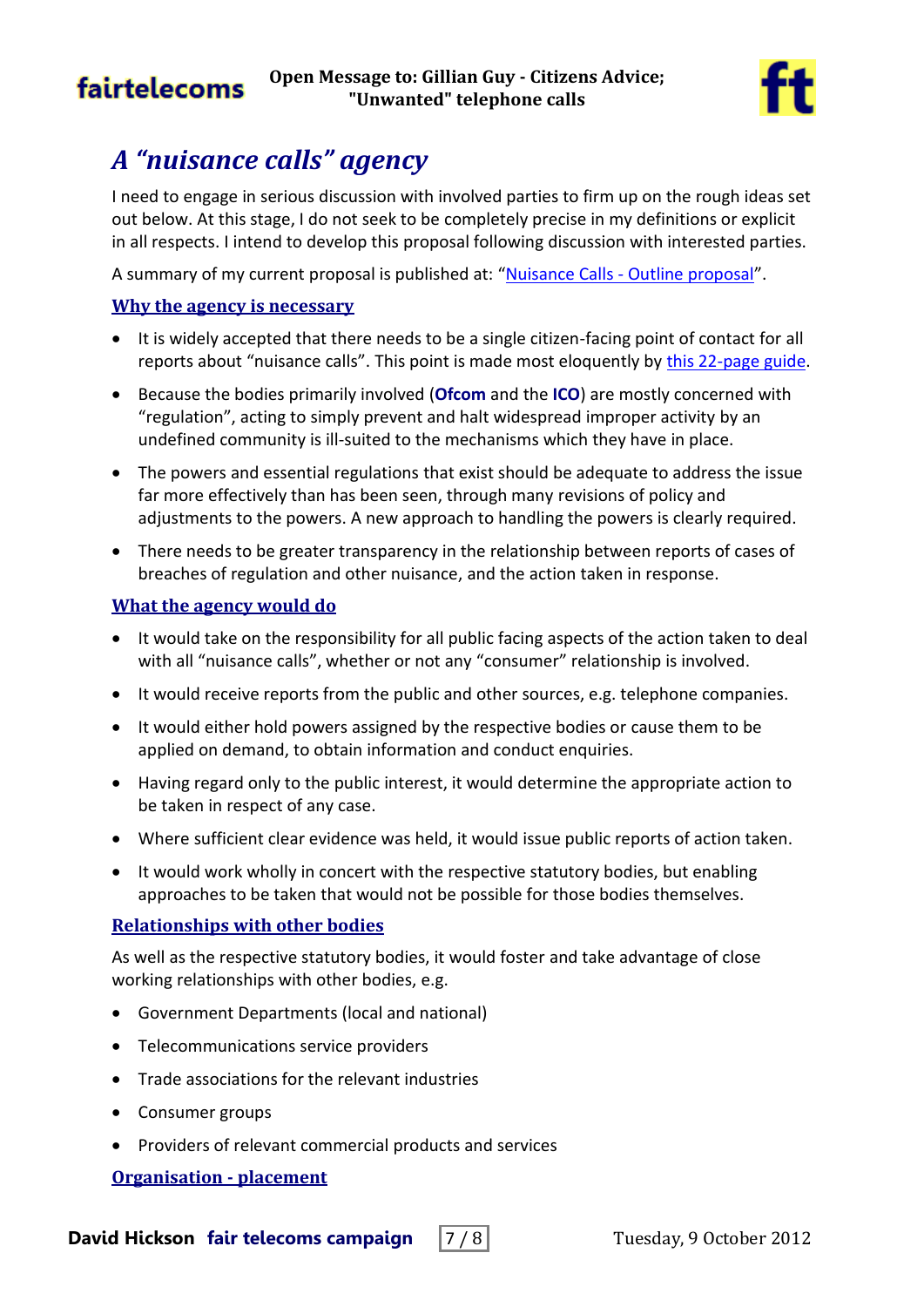## A “nuisance calls” agency

I need to engage in serious discussion with involved parties to firm up on the rough ideas set out below. At this stage, I do not seek to be completely precise in my definitions or explicit in all respects. I intend to develop this proposal following discussion with interested parties.

A summary of my current proposal is published at: “Nuisance Calls - Outline proposal”.

### Why the agency is necessary

- It is widely accepted that there needs to be a single citizen-facing point of contact for all reports about “nuisance calls”. This point is made most eloquently by this 22-page guide.
- Because the bodies primarily involved (**Ofcom** and the **ICO**) are mostly concerned with “regulation”, acting to simply prevent and halt widespread improper activity by an undefined community is ill-suited to the mechanisms which they have in place.
- The powers and essential regulations that exist should be adequate to address the issue far more effectively than has been seen, through many revisions of policy and adjustments to the powers. A new approach to handling the powers is clearly required.
- There needs to be greater transparency in the relationship between reports of cases of breaches of regulation and other nuisance, and the action taken in response.

### What the agency would do

- It would take on the responsibility for all public facing aspects of the action taken to deal with all “nuisance calls”, whether or not any “consumer” relationship is involved.
- It would receive reports from the public and other sources, e.g. telephone companies.
- It would either hold powers assigned by the respective bodies or cause them to be applied on demand, to obtain information and conduct enquiries.
- Having regard only to the public interest, it would determine the appropriate action to be taken in respect of any case.
- Where sufficient clear evidence was held, it would issue public reports of action taken.
- It would work wholly in concert with the respective statutory bodies, but enabling approaches to be taken that would not be possible for those bodies themselves.

### Relationships with other bodies

As well as the respective statutory bodies, it would foster and take advantage of close working relationships with other bodies, e.g.

- Government Departments (local and national)
- Telecommunications service providers
- Trade associations for the relevant industries
- Consumer groups
- Providers of relevant commercial products and services

### Organisation - placement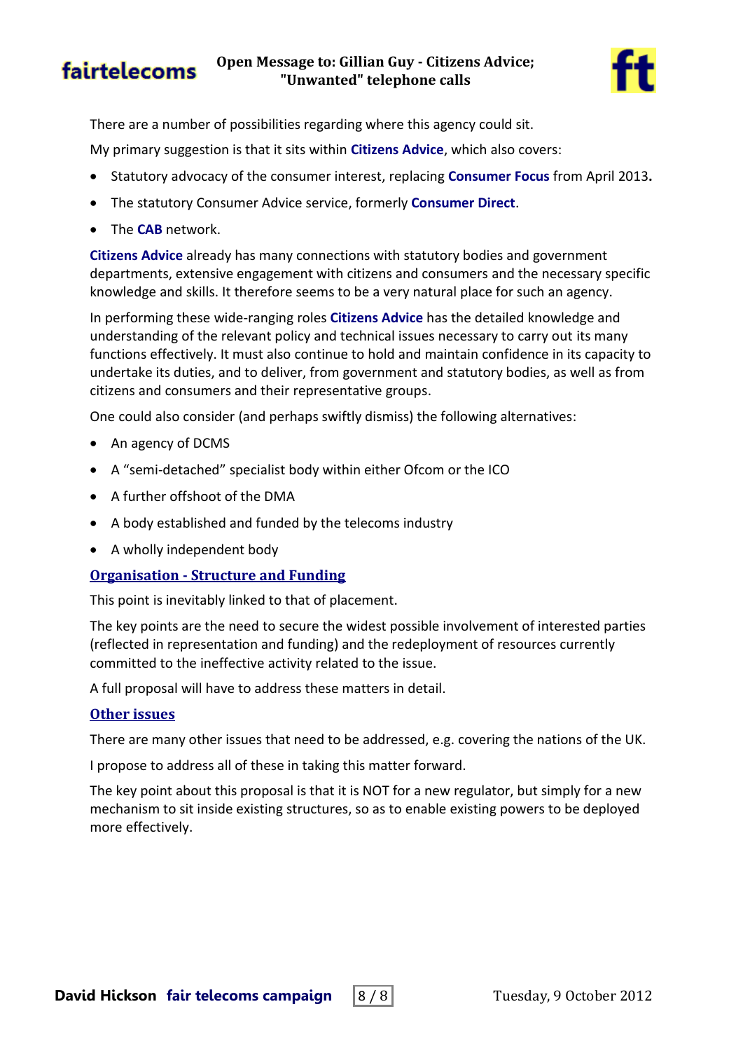There are a number of possibilities regarding where this agency could sit.

My primary suggestion is that it sits within **Citizens Advice**, which also covers:

- Statutory advocacy of the consumer interest, replacing **Consumer Focus** from April 2013.
- The statutory Consumer Advice service, formerly **Consumer Direct**.
- The **CAB** network.

**Citizens Advice** already has many connections with statutory bodies and government departments, extensive engagement with citizens and consumers and the necessary specific knowledge and skills. It therefore seems to be a very natural place for such an agency.

In performing these wide-ranging roles **Citizens Advice** has the detailed knowledge and understanding of the relevant policy and technical issues necessary to carry out its many functions effectively. It must also continue to hold and maintain confidence in its capacity to undertake its duties, and to deliver, from government and statutory bodies, as well as from citizens and consumers and their representative groups.

One could also consider (and perhaps swiftly dismiss) the following alternatives:

- An agency of DCMS
- A "semi-detached" specialist body within either Ofcom or the ICO
- A further offshoot of the DMA
- A body established and funded by the telecoms industry
- A wholly independent body

## Organisation - Structure and Funding

This point is inevitably linked to that of placement.

The key points are the need to secure the widest possible involvement of interested parties (reflected in representation and funding) and the redeployment of resources currently committed to the ineffective activity related to the issue.

A full proposal will have to address these matters in detail.

## Other issues

There are many other issues that need to be addressed, e.g. covering the nations of the UK.

I propose to address all of these in taking this matter forward.

The key point about this proposal is that it is NOT for a new regulator, but simply for a new mechanism to sit inside existing structures, so as to enable existing powers to be deployed more effectively.